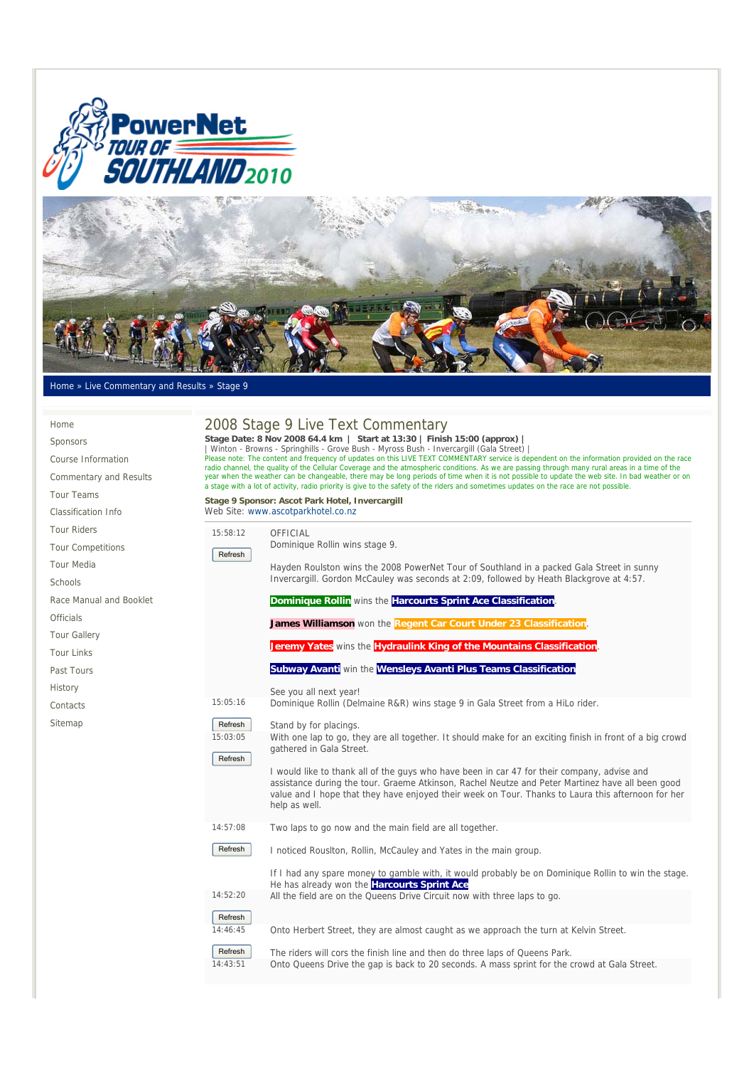Home » Live Commentary and Results » Stage 9

- Home
- Sponsors
- Course Information
- Commentary and Results
- Tour Teams
- Classification Info
- Tour Riders
- Tour Competitions
- Tour Media
- Schools
- Race Manual and Booklet
- Officials
- Tour Gallery
- Tour Links
- Past Tours
- History
- Contacts
- Sitemap

# 2008 Stage 9 Live Text Commentary

**Stage Date: 8 Nov 2008 64.4 km | Start at 13:30 | Finish 15:00 (approx) |**
| Winton - Browns - Springhills - Grove Bush - Myross Bush - Invercargill (Gala Street) |

Please note: The content and frequency of updates on this LIVE TEXT COMMENTARY service is dependent on the information provided on the race radio channel, the quality of the Cellular Coverage and the atmospheric conditions. As we are passing through many rural areas in a time of the year when the weather can be changeable, there may be long periods of time when it is not possible to update the web site. In bad weather or on a stage with a lot of activity, radio priority is give to the safety of the riders and sometimes updates on the race are not possible.

**Stage 9 Sponsor: Ascot Park Hotel, Invercargill**
Web Site: www.ascotparkhotel.co.nz

| Time | Commentary |
|---|---|
| 15:58:12 | OFFICIAL<br>Dominique Rollin wins stage 9.<br><br>Hayden Roulston wins the 2008 PowerNet Tour of Southland in a packed Gala Street in sunny Invercargill. Gordon McCauley was seconds at 2:09, followed by Heath Blackgrove at 4:57.<br><br>**Dominique Rollin** wins the **Harcourts Sprint Ace Classification**.<br><br>**James Williamson** won the **Regent Car Court Under 23 Classification**.<br><br>**Jeremy Yates** wins the **Hydraulink King of the Mountains Classification**.<br><br>**Subway Avanti** win the **Wensleys Avanti Plus Teams Classification**<br><br>See you all next year! |
| 15:05:16 | Dominique Rollin (Delmaine R&R) wins stage 9 in Gala Street from a HiLo rider.<br><br>Stand by for placings. |
| 15:03:05 | With one lap to go, they are all together. It should make for an exciting finish in front of a big crowd gathered in Gala Street.<br><br>I would like to thank all of the guys who have been in car 47 for their company, advise and assistance during the tour. Graeme Atkinson, Rachel Neutze and Peter Martinez have all been good value and I hope that they have enjoyed their week on Tour. Thanks to Laura this afternoon for her help as well. |
| 14:57:08 | Two laps to go now and the main field are all together.<br><br>I noticed Rouslton, Rollin, McCauley and Yates in the main group.<br><br>If I had any spare money to gamble with, it would probably be on Dominique Rollin to win the stage. He has already won the **Harcourts Sprint Ace** |
| 14:52:20 | All the field are on the Queens Drive Circuit now with three laps to go. |
| 14:46:45 | Onto Herbert Street, they are almost caught as we approach the turn at Kelvin Street.<br><br>The riders will cors the finish line and then do three laps of Queens Park. |
| 14:43:51 | Onto Queens Drive the gap is back to 20 seconds. A mass sprint for the crowd at Gala Street. |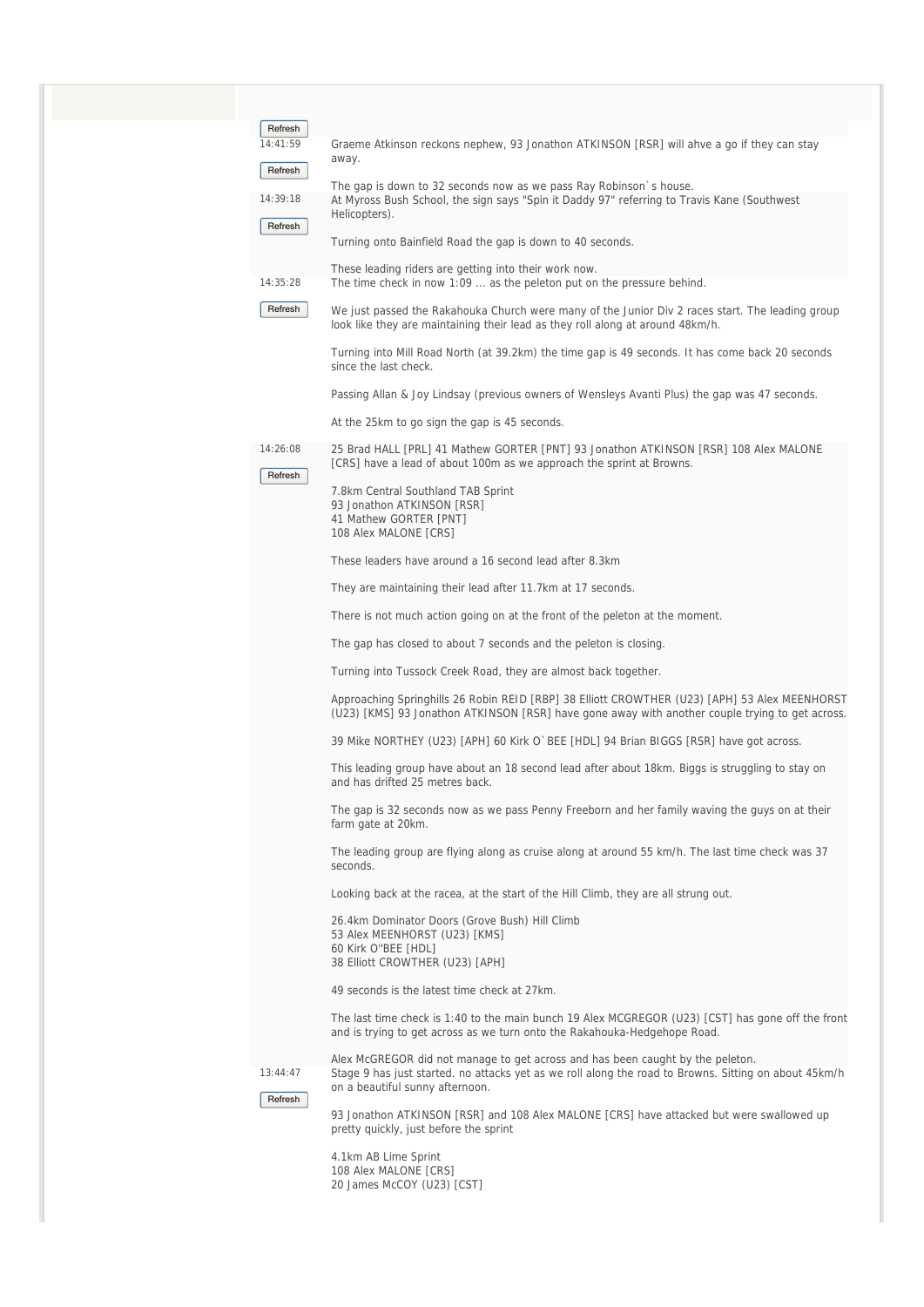14:41:59

Graeme Atkinson reckons nephew, 93 Jonathon ATKINSON [RSR] will ahve a go if they can stay away.

The gap is down to 32 seconds now as we pass Ray Robinson`s house.

14:39:18

At Myross Bush School, the sign says "Spin it Daddy 97" referring to Travis Kane (Southwest Helicopters).

Turning onto Bainfield Road the gap is down to 40 seconds.

These leading riders are getting into their work now.

14:35:28

The time check in now 1:09 ... as the peleton put on the pressure behind.

We just passed the Rakahouka Church were many of the Junior Div 2 races start. The leading group look like they are maintaining their lead as they roll along at around 48km/h.

Turning into Mill Road North (at 39.2km) the time gap is 49 seconds. It has come back 20 seconds since the last check.

Passing Allan & Joy Lindsay (previous owners of Wensleys Avanti Plus) the gap was 47 seconds.

At the 25km to go sign the gap is 45 seconds.

14:26:08

25 Brad HALL [PRL] 41 Mathew GORTER [PNT] 93 Jonathon ATKINSON [RSR] 108 Alex MALONE [CRS] have a lead of about 100m as we approach the sprint at Browns.

7.8km Central Southland TAB Sprint
93 Jonathon ATKINSON [RSR]
41 Mathew GORTER [PNT]
108 Alex MALONE [CRS]

These leaders have around a 16 second lead after 8.3km

They are maintaining their lead after 11.7km at 17 seconds.

There is not much action going on at the front of the peleton at the moment.

The gap has closed to about 7 seconds and the peleton is closing.

Turning into Tussock Creek Road, they are almost back together.

Approaching Springhills 26 Robin REID [RBP] 38 Elliott CROWTHER (U23) [APH] 53 Alex MEENHORST (U23) [KMS] 93 Jonathon ATKINSON [RSR] have gone away with another couple trying to get across.

39 Mike NORTHEY (U23) [APH] 60 Kirk O`BEE [HDL] 94 Brian BIGGS [RSR] have got across.

This leading group have about an 18 second lead after about 18km. Biggs is struggling to stay on and has drifted 25 metres back.

The gap is 32 seconds now as we pass Penny Freeborn and her family waving the guys on at their farm gate at 20km.

The leading group are flying along as cruise along at around 55 km/h. The last time check was 37 seconds.

Looking back at the racea, at the start of the Hill Climb, they are all strung out.

26.4km Dominator Doors (Grove Bush) Hill Climb
53 Alex MEENHORST (U23) [KMS]
60 Kirk O''BEE [HDL]
38 Elliott CROWTHER (U23) [APH]

49 seconds is the latest time check at 27km.

The last time check is 1:40 to the main bunch 19 Alex MCGREGOR (U23) [CST] has gone off the front and is trying to get across as we turn onto the Rakahouka-Hedgehope Road.

Alex McGREGOR did not manage to get across and has been caught by the peleton.

13:44:47

Stage 9 has just started. no attacks yet as we roll along the road to Browns. Sitting on about 45km/h on a beautiful sunny afternoon.

93 Jonathon ATKINSON [RSR] and 108 Alex MALONE [CRS] have attacked but were swallowed up pretty quickly, just before the sprint

4.1km AB Lime Sprint
108 Alex MALONE [CRS]
20 James McCOY (U23) [CST]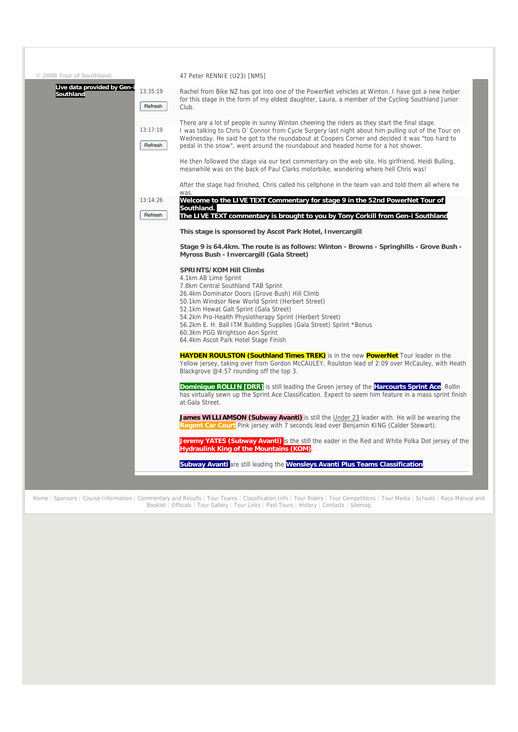© 2008 Tour of Southland.

47 Peter RENNIE (U23) [NMS]

**Live data provided by Gen-i Southland**

13:35:19

Refresh

Rachel from Bike NZ has got into one of the PowerNet vehicles at Winton. I have got a new helper for this stage in the form of my eldest daughter, Laura, a member of the Cycling Southland Junior Club.

There are a lot of people in sunny Winton cheering the riders as they start the final stage.

13:17:19

Refresh

I was talking to Chris O`Connor from Cycle Surgery last night about him pulling out of the Tour on Wednesday. He said he got to the roundabout at Coopers Corner and decided it was "too hard to pedal in the snow", went around the roundabout and headed home for a hot shower.

He then followed the stage via our text commentary on the web site. His girlfriend, Heidi Bulling, meanwhile was on the back of Paul Clarks motorbike, wondering where hell Chris was!

After the stage had finished, Chris called his cellphone in the team van and told them all where he was.

13:14:26

Refresh

**Welcome to the LIVE TEXT Commentary for stage 9 in the 52nd PowerNet Tour of Southland.**
**The LIVE TEXT commentary is brought to you by Tony Corkill from Gen-i Southland**

**This stage is sponsored by Ascot Park Hotel, Invercargill**

**Stage 9 is 64.4km. The route is as follows: Winton - Browns - Springhills - Grove Bush - Myross Bush - Invercargill (Gala Street)**

**SPRINTS/KOM Hill Climbs**
4.1km AB Lime Sprint
7.8km Central Southland TAB Sprint
26.4km Dominator Doors (Grove Bush) Hill Climb
50.1km Windsor New World Sprint (Herbert Street)
52.1km Hewat Galt Sprint (Gala Street)
54.2km Pro-Health Physiotherapy Sprint (Herbert Street)
56.2km E. H. Ball ITM Building Supplies (Gala Street) Sprint *Bonus
60.3km PGG Wrightson Aon Sprint
64.4km Ascot Park Hotel Stage Finish

**HAYDEN ROULSTON (Southland Times TREK)** is in the new **PowerNet** Tour leader in the Yellow jersey, taking over from Gordon McCAULEY. Roulston lead of 2:09 over McCauley, with Heath Blackgrove @4:57 rounding off the top 3.

**Dominique ROLLIN [DRR]** is still leading the Green jersey of the **Harcourts Sprint Ace**. Rollin has virtually sewn up the Sprint Ace Classification. Expect to seem him feature in a mass sprint finish at Gala Street.

**James WILLIAMSON (Subway Avanti)** is still the Under 23 leader with. He will be wearing the **Regent Car Court** Pink jersey with 7 seconds lead over Benjamin KING (Calder Stewart).

**Jeremy YATES (Subway Avanti)** is the still the eader in the Red and White Polka Dot jersey of the **Hydraulink King of the Mountains (KOM)**.

**Subway Avanti** are still leading the **Wensleys Avanti Plus Teams Classification**.

Home | Sponsors | Course Information | Commentary and Results | Tour Teams | Classification Info | Tour Riders | Tour Competitions | Tour Media | Schools | Race Manual and Booklet | Officials | Tour Gallery | Tour Links | Past Tours | History | Contacts | Sitemap